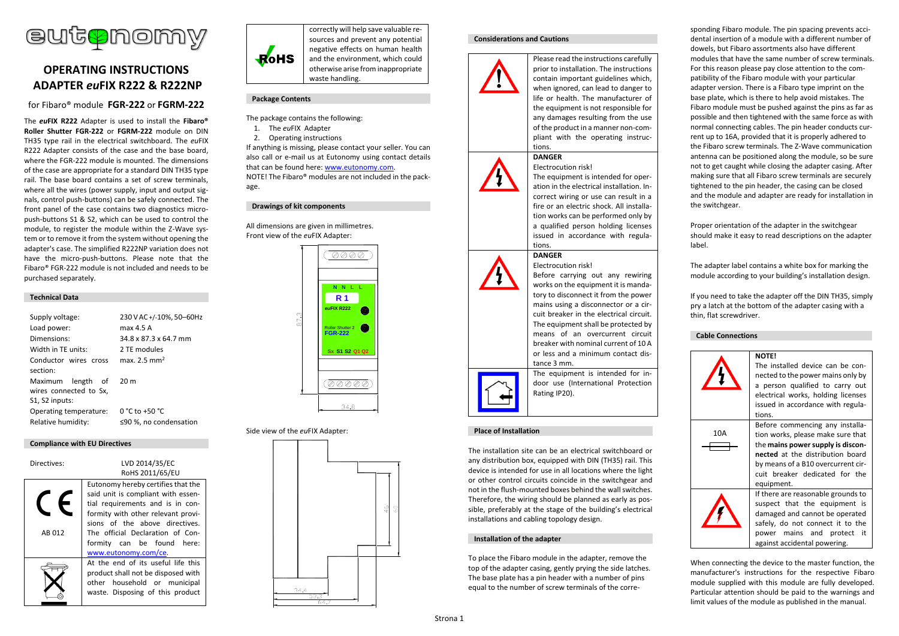# OPERATING INSTRUCTIONS ADAPTER *eu*FIX R222 & R222NP

for Fibaro® module **FGR-222** or **FGRM-222**

The ***eu*FIX R222** Adapter is used to install the **Fibaro® Roller Shutter FGR-222** or **FGRM-222** module on DIN TH35 type rail in the electrical switchboard. The *eu*FIX R222 Adapter consists of the case and the base board, where the FGR-222 module is mounted. The dimensions of the case are appropriate for a standard DIN TH35 type rail. The base board contains a set of screw terminals, where all the wires (power supply, input and output signals, control push-buttons) can be safely connected. The front panel of the case contains two diagnostics micro-push-buttons S1 & S2, which can be used to control the module, to register the module within the Z-Wave system or to remove it from the system without opening the adapter's case. The simplified R222NP variation does not have the micro-push-buttons. Please note that the Fibaro® FGR-222 module is not included and needs to be purchased separately.

## Technical Data

| | |
|---|---|
| Supply voltage: | 230 V AC +/-10%, 50–60Hz |
| Load power: | max 4.5 A |
| Dimensions: | 34.8 x 87.3 x 64.7 mm |
| Width in TE units: | 2 TE modules |
| Conductor wires cross section: | max. 2.5 mm² |
| Maximum length of wires connected to Sx, S1, S2 inputs: | 20 m |
| Operating temperature: | 0 °C to +50 °C |
| Relative humidity: | ≤90 %, no condensation |

## Compliance with EU Directives

Directives: LVD 2014/35/EC, RoHS 2011/65/EU

| | |
|---|---|
| CE AB 012 | Eutonomy hereby certifies that the said unit is compliant with essential requirements and is in conformity with other relevant provisions of the above directives. The official Declaration of Conformity can be found here: www.eutonomy.com/ce. |
| | At the end of its useful life this product shall not be disposed with other household or municipal waste. Disposing of this product correctly will help save valuable resources and prevent any potential negative effects on human health and the environment, which could otherwise arise from inappropriate waste handling. |
| RoHS | |

## Package Contents

The package contains the following:

1. The *eu*FIX Adapter
2. Operating instructions

If anything is missing, please contact your seller. You can also call or e-mail us at Eutonomy using contact details that can be found here: www.eutonomy.com.

NOTE! The Fibaro® modules are not included in the package.

## Drawings of kit components

All dimensions are given in millimetres.

Front view of the *eu*FIX Adapter:

N N L L
R 1
*eu*FIX R222
Roller Shutter 2
FGR-222
Sx S1 S2 Q1 Q2
87.3
34.8

Side view of the *eu*FIX Adapter:

45 60
34.4
53.3
64.7

## Considerations and Cautions

| | |
|---|---|
| ! | Please read the instructions carefully prior to installation. The instructions contain important guidelines which, when ignored, can lead to danger to life or health. The manufacturer of the equipment is not responsible for any damages resulting from the use of the product in a manner non-compliant with the operating instructions. |
| ⚡ | **DANGER** Electrocution risk! The equipment is intended for operation in the electrical installation. Incorrect wiring or use can result in a fire or an electric shock. All installation works can be performed only by a qualified person holding licenses issued in accordance with regulations. |
| ⚡ | **DANGER** Electrocution risk! Before carrying out any rewiring works on the equipment it is mandatory to disconnect it from the power mains using a disconnector or a circuit breaker in the electrical circuit. The equipment shall be protected by means of an overcurrent circuit breaker with nominal current of 10 A or less and a minimum contact distance 3 mm. |
| | The equipment is intended for indoor use (International Protection Rating IP20). |

## Place of Installation

The installation site can be an electrical switchboard or any distribution box, equipped with DIN (TH35) rail. This device is intended for use in all locations where the light or other control circuits coincide in the switchgear and not in the flush-mounted boxes behind the wall switches. Therefore, the wiring should be planned as early as possible, preferably at the stage of the building's electrical installations and cabling topology design.

## Installation of the adapter

To place the Fibaro module in the adapter, remove the top of the adapter casing, gently prying the side latches. The base plate has a pin header with a number of pins equal to the number of screw terminals of the corresponding Fibaro module. The pin spacing prevents accidental insertion of a module with a different number of dowels, but Fibaro assortments also have different modules that have the same number of screw terminals. For this reason please pay close attention to the compatibility of the Fibaro module with your particular adapter version. There is a Fibaro type imprint on the base plate, which is there to help avoid mistakes. The Fibaro module must be pushed against the pins as far as possible and then tightened with the same force as with normal connecting cables. The pin header conducts current up to 16A, provided that it is properly adhered to the Fibaro screw terminals. The Z-Wave communication antenna can be positioned along the module, so be sure not to get caught while closing the adapter casing. After making sure that all Fibaro screw terminals are securely tightened to the pin header, the casing can be closed and the module and adapter are ready for installation in the switchgear.

Proper orientation of the adapter in the switchgear should make it easy to read descriptions on the adapter label.

The adapter label contains a white box for marking the module according to your building's installation design.

If you need to take the adapter off the DIN TH35, simply pry a latch at the bottom of the adapter casing with a thin, flat screwdriver.

## Cable Connections

| | |
|---|---|
| ⚡ | **NOTE!** The installed device can be connected to the power mains only by a person qualified to carry out electrical works, holding licenses issued in accordance with regulations. |
| 10A | Before commencing any installation works, please make sure that the **mains power supply is disconnected** at the distribution board by means of a B10 overcurrent circuit breaker dedicated for the equipment. |
| ⚡ | If there are reasonable grounds to suspect that the equipment is damaged and cannot be operated safely, do not connect it to the power mains and protect it against accidental powering. |

When connecting the device to the master function, the manufacturer's instructions for the respective Fibaro module supplied with this module are fully developed. Particular attention should be paid to the warnings and limit values of the module as published in the manual.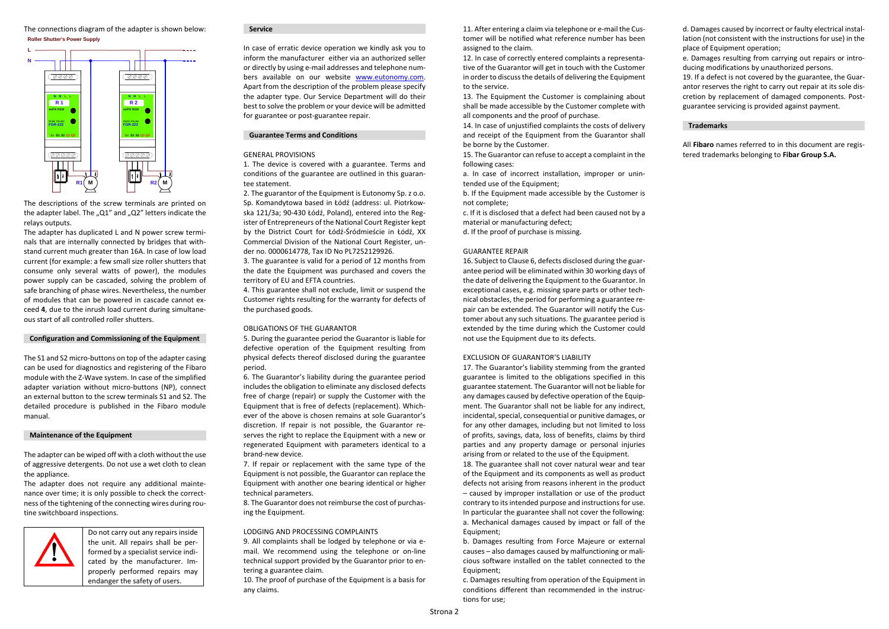The connections diagram of the adapter is shown below:

Roller Shutter's Power Supply

L

N

R 1

R 2

R1

M

R2

M

The descriptions of the screw terminals are printed on the adapter label. The „Q1" and „Q2" letters indicate the relays outputs.

The adapter has duplicated L and N power screw terminals that are internally connected by bridges that withstand current much greater than 16A. In case of low load current (for example: a few small size roller shutters that consume only several watts of power), the modules power supply can be cascaded, solving the problem of safe branching of phase wires. Nevertheless, the number of modules that can be powered in cascade cannot exceed **4**, due to the inrush load current during simultaneous start of all controlled roller shutters.

## Configuration and Commissioning of the Equipment

The S1 and S2 micro-buttons on top of the adapter casing can be used for diagnostics and registering of the Fibaro module with the Z-Wave system. In case of the simplified adapter variation without micro-buttons (NP), connect an external button to the screw terminals S1 and S2. The detailed procedure is published in the Fibaro module manual.

## Maintenance of the Equipment

The adapter can be wiped off with a cloth without the use of aggressive detergents. Do not use a wet cloth to clean the appliance.

The adapter does not require any additional maintenance over time; it is only possible to check the correctness of the tightening of the connecting wires during routine switchboard inspections.

Do not carry out any repairs inside the unit. All repairs shall be performed by a specialist service indicated by the manufacturer. Improperly performed repairs may endanger the safety of users.

## Service

In case of erratic device operation we kindly ask you to inform the manufacturer either via an authorized seller or directly by using e-mail addresses and telephone numbers available on our website www.eutonomy.com. Apart from the description of the problem please specify the adapter type. Our Service Department will do their best to solve the problem or your device will be admitted for guarantee or post-guarantee repair.

## Guarantee Terms and Conditions

### GENERAL PROVISIONS

1. The device is covered with a guarantee. Terms and conditions of the guarantee are outlined in this guarantee statement.
2. The guarantor of the Equipment is Eutonomy Sp. z o.o. Sp. Komandytowa based in Łódź (address: ul. Piotrkowska 121/3a; 90-430 Łódź, Poland), entered into the Register of Entrepreneurs of the National Court Register kept by the District Court for Łódź-Śródmieście in Łódź, XX Commercial Division of the National Court Register, under no. 0000614778, Tax ID No PL7252129926.
3. The guarantee is valid for a period of 12 months from the date the Equipment was purchased and covers the territory of EU and EFTA countries.
4. This guarantee shall not exclude, limit or suspend the Customer rights resulting for the warranty for defects of the purchased goods.

### OBLIGATIONS OF THE GUARANTOR

5. During the guarantee period the Guarantor is liable for defective operation of the Equipment resulting from physical defects thereof disclosed during the guarantee period.
6. The Guarantor's liability during the guarantee period includes the obligation to eliminate any disclosed defects free of charge (repair) or supply the Customer with the Equipment that is free of defects (replacement). Whichever of the above is chosen remains at sole Guarantor's discretion. If repair is not possible, the Guarantor reserves the right to replace the Equipment with a new or regenerated Equipment with parameters identical to a brand-new device.
7. If repair or replacement with the same type of the Equipment is not possible, the Guarantor can replace the Equipment with another one bearing identical or higher technical parameters.
8. The Guarantor does not reimburse the cost of purchasing the Equipment.

### LODGING AND PROCESSING COMPLAINTS

9. All complaints shall be lodged by telephone or via e-mail. We recommend using the telephone or on-line technical support provided by the Guarantor prior to entering a guarantee claim.
10. The proof of purchase of the Equipment is a basis for any claims.
11. After entering a claim via telephone or e-mail the Customer will be notified what reference number has been assigned to the claim.
12. In case of correctly entered complaints a representative of the Guarantor will get in touch with the Customer in order to discuss the details of delivering the Equipment to the service.
13. The Equipment the Customer is complaining about shall be made accessible by the Customer complete with all components and the proof of purchase.
14. In case of unjustified complaints the costs of delivery and receipt of the Equipment from the Guarantor shall be borne by the Customer.
15. The Guarantor can refuse to accept a complaint in the following cases:

a. In case of incorrect installation, improper or unintended use of the Equipment;

b. If the Equipment made accessible by the Customer is not complete;

c. If it is disclosed that a defect had been caused not by a material or manufacturing defect;

d. If the proof of purchase is missing.

### GUARANTEE REPAIR

16. Subject to Clause 6, defects disclosed during the guarantee period will be eliminated within 30 working days of the date of delivering the Equipment to the Guarantor. In exceptional cases, e.g. missing spare parts or other technical obstacles, the period for performing a guarantee repair can be extended. The Guarantor will notify the Customer about any such situations. The guarantee period is extended by the time during which the Customer could not use the Equipment due to its defects.

### EXCLUSION OF GUARANTOR'S LIABILITY

17. The Guarantor's liability stemming from the granted guarantee is limited to the obligations specified in this guarantee statement. The Guarantor will not be liable for any damages caused by defective operation of the Equipment. The Guarantor shall not be liable for any indirect, incidental, special, consequential or punitive damages, or for any other damages, including but not limited to loss of profits, savings, data, loss of benefits, claims by third parties and any property damage or personal injuries arising from or related to the use of the Equipment.
18. The guarantee shall not cover natural wear and tear of the Equipment and its components as well as product defects not arising from reasons inherent in the product – caused by improper installation or use of the product contrary to its intended purpose and instructions for use. In particular the guarantee shall not cover the following:

a. Mechanical damages caused by impact or fall of the Equipment;

b. Damages resulting from Force Majeure or external causes – also damages caused by malfunctioning or malicious software installed on the tablet connected to the Equipment;

c. Damages resulting from operation of the Equipment in conditions different than recommended in the instructions for use;

d. Damages caused by incorrect or faulty electrical installation (not consistent with the instructions for use) in the place of Equipment operation;

e. Damages resulting from carrying out repairs or introducing modifications by unauthorized persons.

19. If a defect is not covered by the guarantee, the Guarantor reserves the right to carry out repair at its sole discretion by replacement of damaged components. Post-guarantee servicing is provided against payment.

## Trademarks

All **Fibaro** names referred to in this document are registered trademarks belonging to **Fibar Group S.A.**